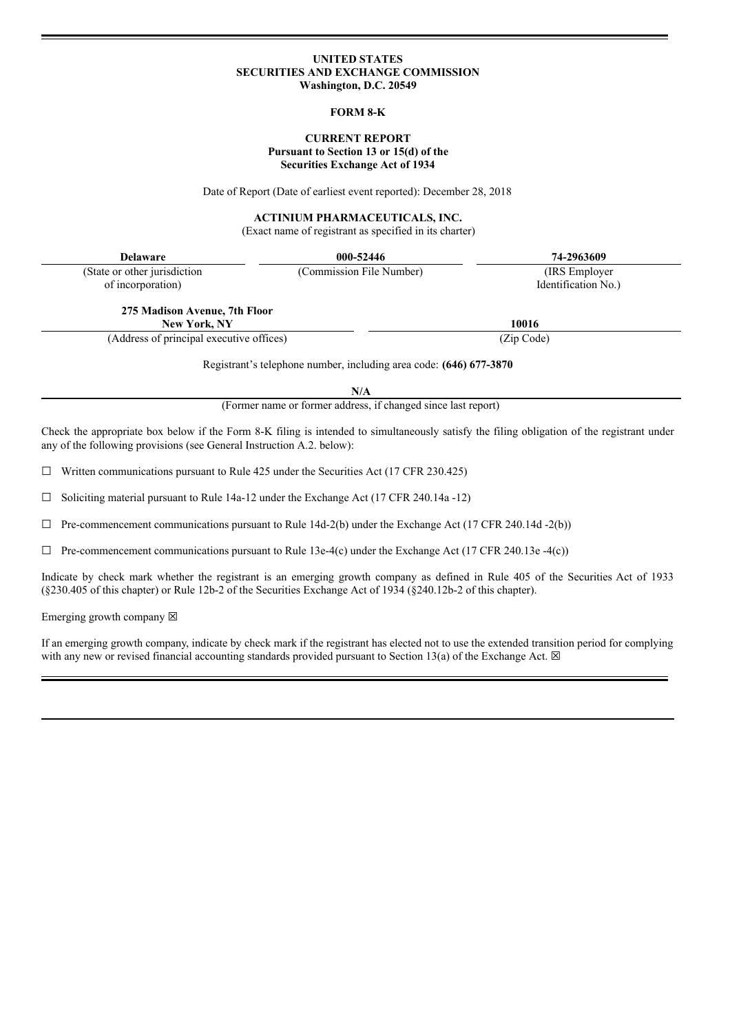**UNITED STATES**
**SECURITIES AND EXCHANGE COMMISSION**
**Washington, D.C. 20549**

**FORM 8-K**

**CURRENT REPORT**
**Pursuant to Section 13 or 15(d) of the**
**Securities Exchange Act of 1934**

Date of Report (Date of earliest event reported): December 28, 2018

**ACTINIUM PHARMACEUTICALS, INC.**
(Exact name of registrant as specified in its charter)

| **Delaware** | **000-52446** | **74-2963609** |
|---|---|---|
| (State or other jurisdiction of incorporation) | (Commission File Number) | (IRS Employer Identification No.) |

| **275 Madison Avenue, 7th Floor New York, NY** | **10016** |
|---|---|
| (Address of principal executive offices) | (Zip Code) |

Registrant's telephone number, including area code: **(646) 677-3870**

**N/A**
(Former name or former address, if changed since last report)

Check the appropriate box below if the Form 8-K filing is intended to simultaneously satisfy the filing obligation of the registrant under any of the following provisions (see General Instruction A.2. below):

☐ Written communications pursuant to Rule 425 under the Securities Act (17 CFR 230.425)

☐ Soliciting material pursuant to Rule 14a-12 under the Exchange Act (17 CFR 240.14a -12)

☐ Pre-commencement communications pursuant to Rule 14d-2(b) under the Exchange Act (17 CFR 240.14d -2(b))

☐ Pre-commencement communications pursuant to Rule 13e-4(c) under the Exchange Act (17 CFR 240.13e -4(c))

Indicate by check mark whether the registrant is an emerging growth company as defined in Rule 405 of the Securities Act of 1933 (§230.405 of this chapter) or Rule 12b-2 of the Securities Exchange Act of 1934 (§240.12b-2 of this chapter).

Emerging growth company ☒

If an emerging growth company, indicate by check mark if the registrant has elected not to use the extended transition period for complying with any new or revised financial accounting standards provided pursuant to Section 13(a) of the Exchange Act. ☒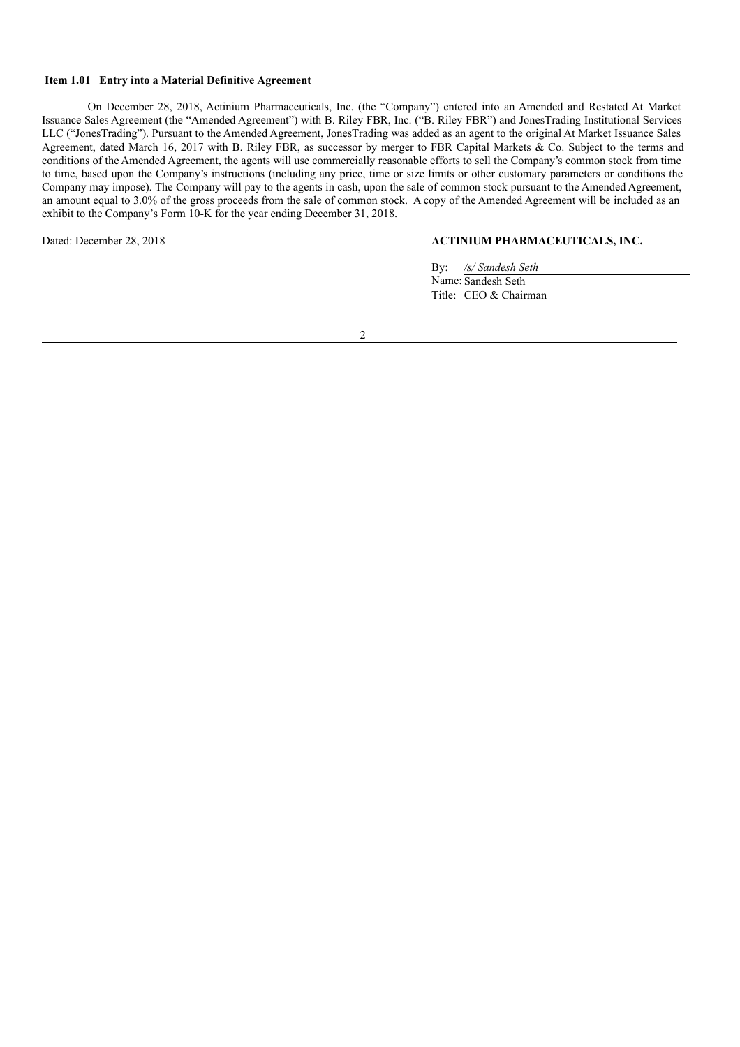**Item 1.01 Entry into a Material Definitive Agreement**

On December 28, 2018, Actinium Pharmaceuticals, Inc. (the "Company") entered into an Amended and Restated At Market Issuance Sales Agreement (the "Amended Agreement") with B. Riley FBR, Inc. ("B. Riley FBR") and JonesTrading Institutional Services LLC ("JonesTrading"). Pursuant to the Amended Agreement, JonesTrading was added as an agent to the original At Market Issuance Sales Agreement, dated March 16, 2017 with B. Riley FBR, as successor by merger to FBR Capital Markets & Co. Subject to the terms and conditions of the Amended Agreement, the agents will use commercially reasonable efforts to sell the Company's common stock from time to time, based upon the Company's instructions (including any price, time or size limits or other customary parameters or conditions the Company may impose). The Company will pay to the agents in cash, upon the sale of common stock pursuant to the Amended Agreement, an amount equal to 3.0% of the gross proceeds from the sale of common stock. A copy of the Amended Agreement will be included as an exhibit to the Company's Form 10-K for the year ending December 31, 2018.

Dated: December 28, 2018

**ACTINIUM PHARMACEUTICALS, INC.**

By: */s/ Sandesh Seth*

Name: Sandesh Seth

Title: CEO & Chairman